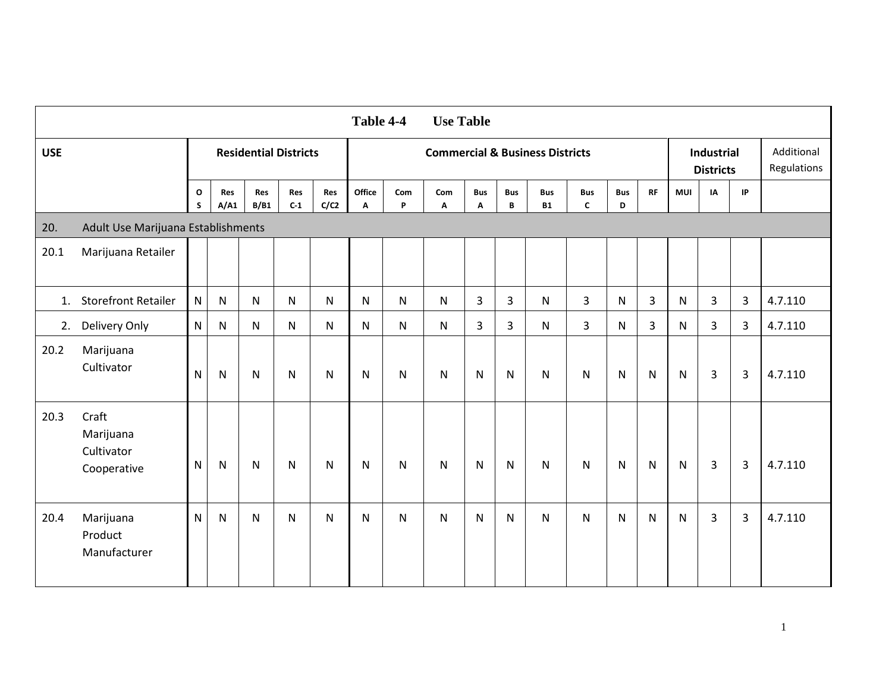| Table 4-4 Use Table | | | | | | | | | | | | | | | | | | |
|---|---|---|---|---|---|---|---|---|---|---|---|---|---|---|---|---|---|---|
| **USE** | **Residential Districts** | | | | | **Commercial & Business Districts** | | | | | | | | | **Industrial Districts** | | | Additional Regulations |
| | **O S** | **Res A/A1** | **Res B/B1** | **Res C-1** | **Res C/C2** | **Office A** | **Com P** | **Com A** | **Bus A** | **Bus B** | **Bus B1** | **Bus C** | **Bus D** | **RF** | **MUI** | **IA** | **IP** | |
| 20. Adult Use Marijuana Establishments | | | | | | | | | | | | | | | | | | |
| 20.1 Marijuana Retailer | | | | | | | | | | | | | | | | | | |
| 1. Storefront Retailer | N | N | N | N | N | N | N | N | 3 | 3 | N | 3 | N | 3 | N | 3 | 3 | 4.7.110 |
| 2. Delivery Only | N | N | N | N | N | N | N | N | 3 | 3 | N | 3 | N | 3 | N | 3 | 3 | 4.7.110 |
| 20.2 Marijuana Cultivator | N | N | N | N | N | N | N | N | N | N | N | N | N | N | N | 3 | 3 | 4.7.110 |
| 20.3 Craft Marijuana Cultivator Cooperative | N | N | N | N | N | N | N | N | N | N | N | N | N | N | N | 3 | 3 | 4.7.110 |
| 20.4 Marijuana Product Manufacturer | N | N | N | N | N | N | N | N | N | N | N | N | N | N | N | 3 | 3 | 4.7.110 |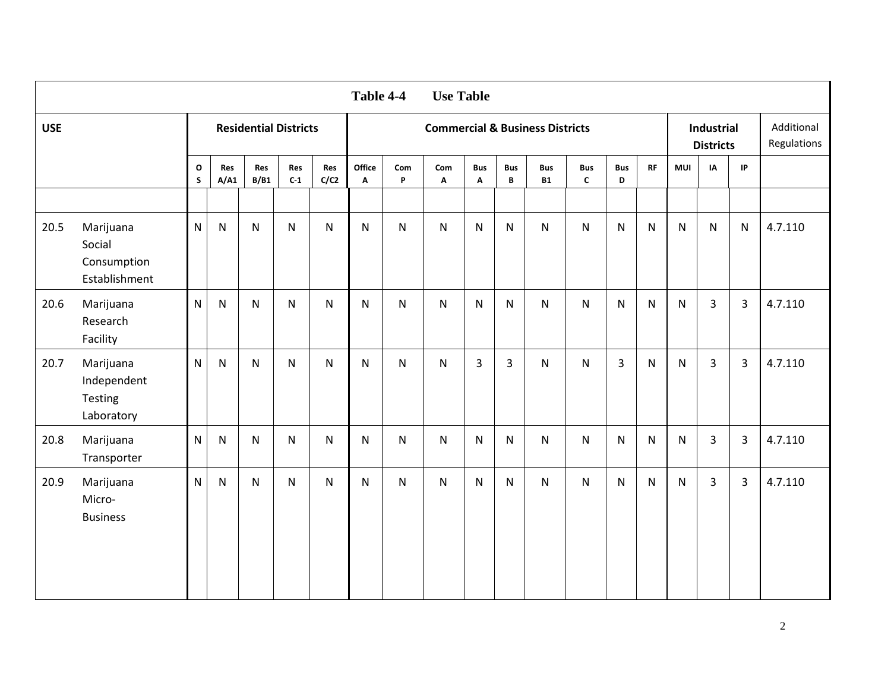| Table 4-4 Use Table | | | | | | | | | | | | | | | | | | | |
|---|---|---|---|---|---|---|---|---|---|---|---|---|---|---|---|---|---|---|---|
| USE | | Residential Districts | | | | | Commercial & Business Districts | | | | | | | | | Industrial Districts | | | Additional Regulations |
| | | OS | Res A/A1 | Res B/B1 | Res C-1 | Res C/C2 | Office A | Com P | Com A | Bus A | Bus B | Bus B1 | Bus C | Bus D | RF | MUI | IA | IP | |
| | | | | | | | | | | | | | | | | | | | |
| 20.5 | Marijuana Social Consumption Establishment | N | N | N | N | N | N | N | N | N | N | N | N | N | N | N | N | N | 4.7.110 |
| 20.6 | Marijuana Research Facility | N | N | N | N | N | N | N | N | N | N | N | N | N | N | N | 3 | 3 | 4.7.110 |
| 20.7 | Marijuana Independent Testing Laboratory | N | N | N | N | N | N | N | N | 3 | 3 | N | N | 3 | N | N | 3 | 3 | 4.7.110 |
| 20.8 | Marijuana Transporter | N | N | N | N | N | N | N | N | N | N | N | N | N | N | N | 3 | 3 | 4.7.110 |
| 20.9 | Marijuana Micro-Business | N | N | N | N | N | N | N | N | N | N | N | N | N | N | N | 3 | 3 | 4.7.110 |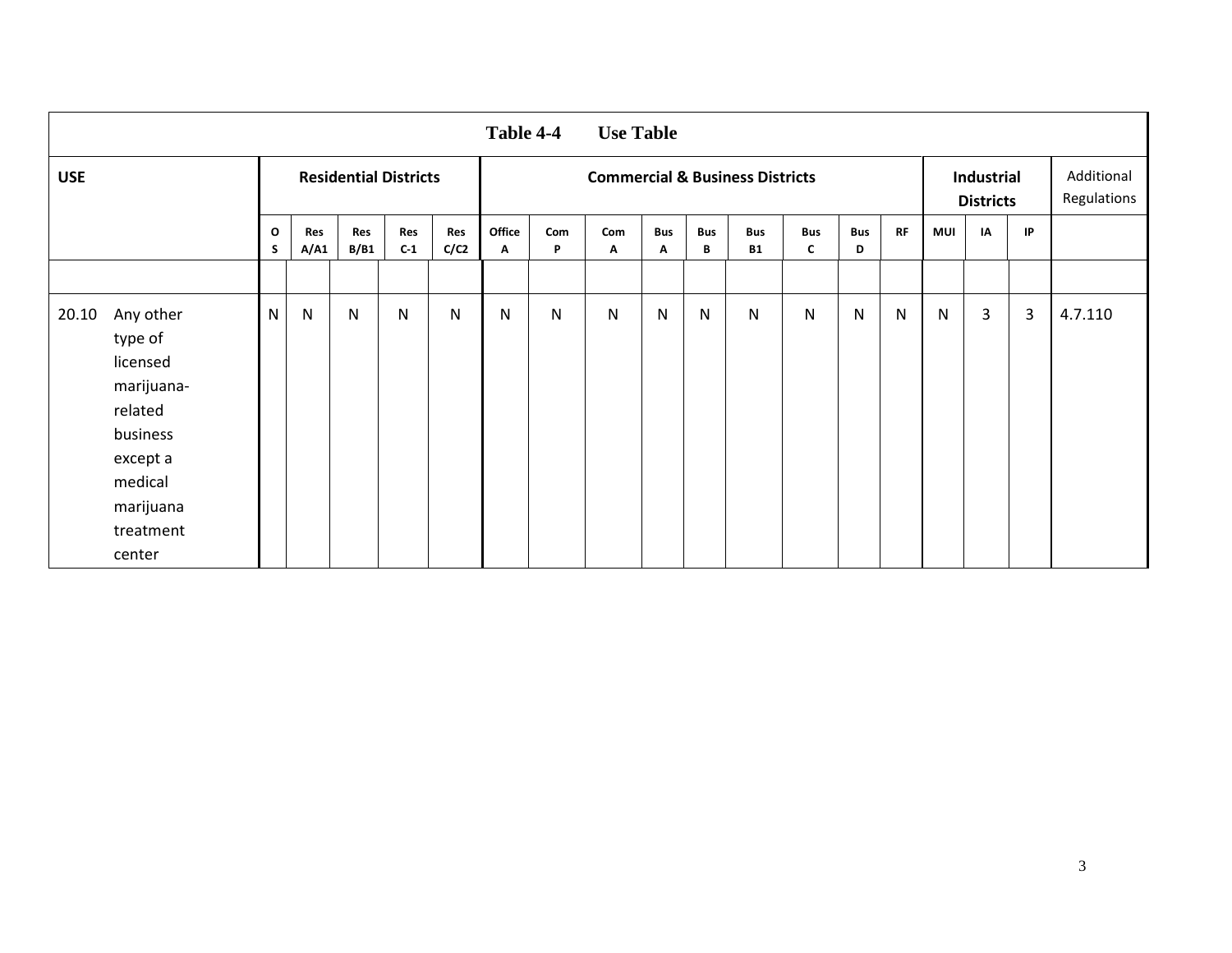**Table 4-4 Use Table**

| USE | | Residential Districts | | | | | Commercial & Business Districts | | | | | | | | | Industrial Districts | | | Additional Regulations |
|---|---|---|---|---|---|---|---|---|---|---|---|---|---|---|---|---|---|---|---|
| | | O S | Res A/A1 | Res B/B1 | Res C-1 | Res C/C2 | Office A | Com P | Com A | Bus A | Bus B | Bus B1 | Bus C | Bus D | RF | MUI | IA | IP | |
| | | | | | | | | | | | | | | | | | | | |
| 20.10 | Any other type of licensed marijuana-related business except a medical marijuana treatment center | N | N | N | N | N | N | N | N | N | N | N | N | N | N | N | 3 | 3 | 4.7.110 |